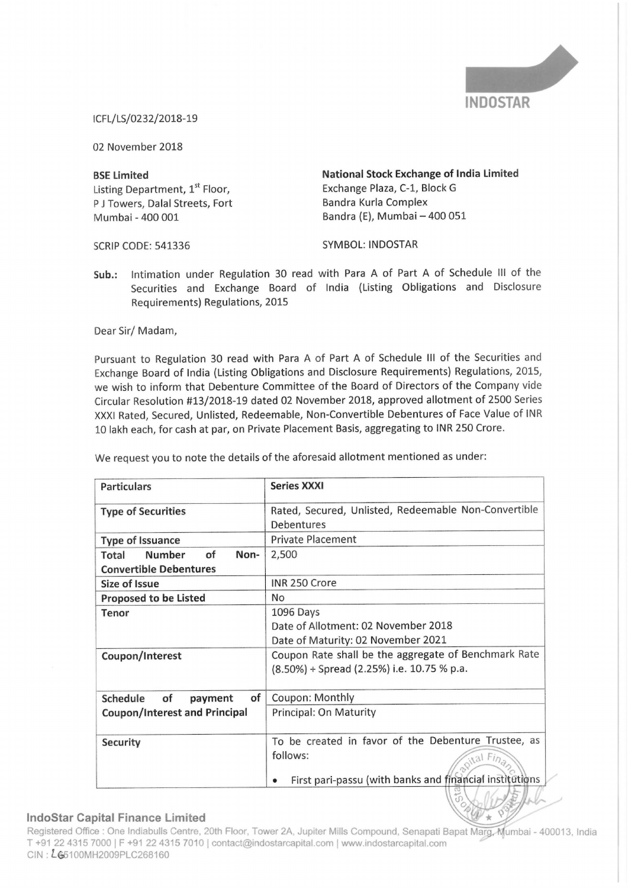INDOSTAR

ICFL/LS/0232/2018-19

02 November 2018

**BSE Limited**
Listing Department, 1st Floor,
P J Towers, Dalal Streets, Fort
Mumbai - 400 001

SCRIP CODE: 541336

**National Stock Exchange of India Limited**
Exchange Plaza, C-1, Block G
Bandra Kurla Complex
Bandra (E), Mumbai – 400 051

SYMBOL: INDOSTAR

**Sub.:** Intimation under Regulation 30 read with Para A of Part A of Schedule III of the Securities and Exchange Board of India (Listing Obligations and Disclosure Requirements) Regulations, 2015

Dear Sir/ Madam,

Pursuant to Regulation 30 read with Para A of Part A of Schedule III of the Securities and Exchange Board of India (Listing Obligations and Disclosure Requirements) Regulations, 2015, we wish to inform that Debenture Committee of the Board of Directors of the Company vide Circular Resolution #13/2018-19 dated 02 November 2018, approved allotment of 2500 Series XXXI Rated, Secured, Unlisted, Redeemable, Non-Convertible Debentures of Face Value of INR 10 lakh each, for cash at par, on Private Placement Basis, aggregating to INR 250 Crore.

We request you to note the details of the aforesaid allotment mentioned as under:

| **Particulars** | **Series XXXI** |
|---|---|
| **Type of Securities** | Rated, Secured, Unlisted, Redeemable Non-Convertible Debentures |
| **Type of Issuance** | Private Placement |
| **Total Number of Non-Convertible Debentures** | 2,500 |
| **Size of Issue** | INR 250 Crore |
| **Proposed to be Listed** | No |
| **Tenor** | 1096 Days<br>Date of Allotment: 02 November 2018<br>Date of Maturity: 02 November 2021 |
| **Coupon/Interest** | Coupon Rate shall be the aggregate of Benchmark Rate (8.50%) + Spread (2.25%) i.e. 10.75 % p.a. |
| **Schedule of payment of Coupon/Interest and Principal** | Coupon: Monthly<br>Principal: On Maturity |
| **Security** | To be created in favor of the Debenture Trustee, as follows:<br>• First pari-passu (with banks and financial institutions |

**IndoStar Capital Finance Limited**
Registered Office : One Indiabulls Centre, 20th Floor, Tower 2A, Jupiter Mills Compound, Senapati Bapat Marg, Mumbai - 400013, India
T +91 22 4315 7000 | F +91 22 4315 7010 | contact@indostarcapital.com | www.indostarcapital.com
CIN : L65100MH2009PLC268160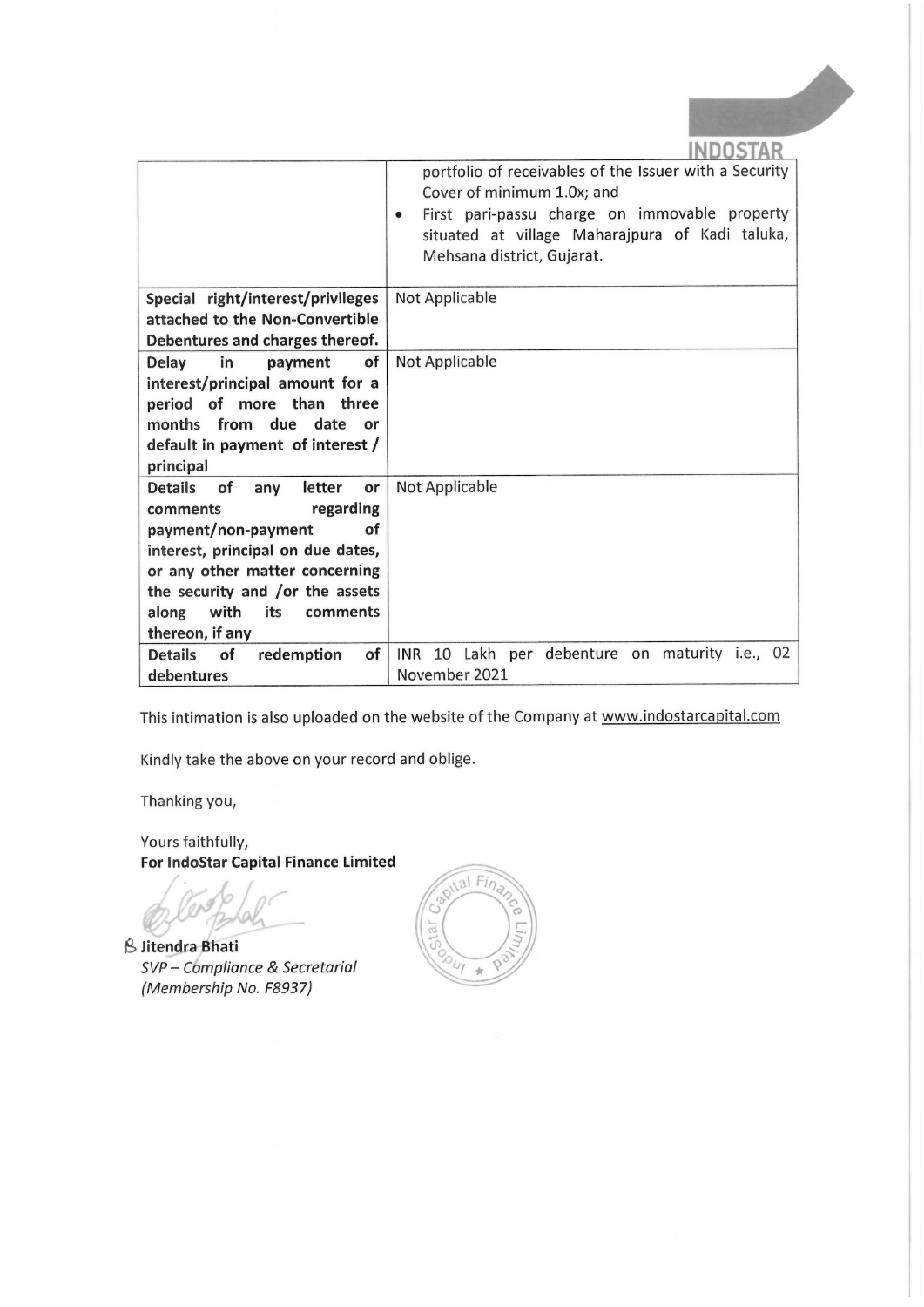| | |
|---|---|
| | portfolio of receivables of the Issuer with a Security Cover of minimum 1.0x; and<br>• First pari-passu charge on immovable property situated at village Maharajpura of Kadi taluka, Mehsana district, Gujarat. |
| **Special right/interest/privileges attached to the Non-Convertible Debentures and charges thereof.** | Not Applicable |
| **Delay in payment of interest/principal amount for a period of more than three months from due date or default in payment of interest / principal** | Not Applicable |
| **Details of any letter or comments regarding payment/non-payment of interest, principal on due dates, or any other matter concerning the security and /or the assets along with its comments thereon, if any** | Not Applicable |
| **Details of redemption of debentures** | INR 10 Lakh per debenture on maturity i.e., 02 November 2021 |

This intimation is also uploaded on the website of the Company at www.indostarcapital.com

Kindly take the above on your record and oblige.

Thanking you,

Yours faithfully,
**For IndoStar Capital Finance Limited**

**Jitendra Bhati**
*SVP – Compliance & Secretarial*
*(Membership No. F8937)*